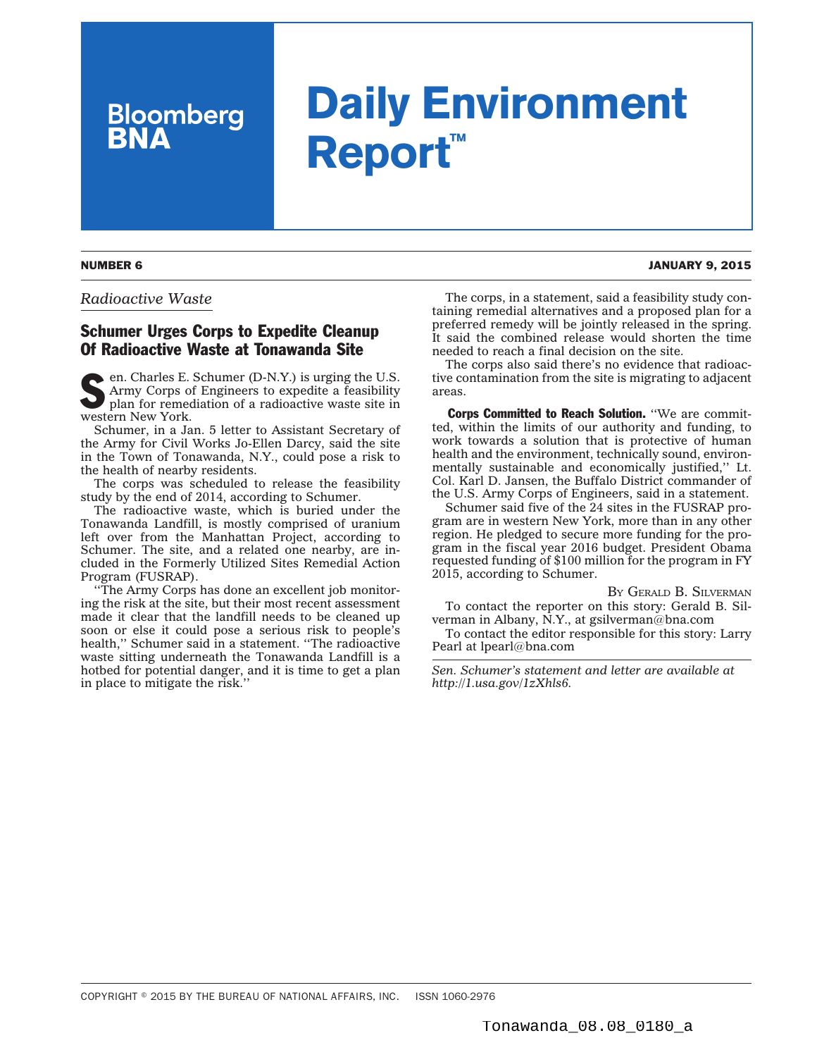# Bloomberg BNA Daily Environment Report™

**NUMBER 6** **JANUARY 9, 2015**

*Radioactive Waste*

## Schumer Urges Corps to Expedite Cleanup Of Radioactive Waste at Tonawanda Site

Sen. Charles E. Schumer (D-N.Y.) is urging the U.S. Army Corps of Engineers to expedite a feasibility plan for remediation of a radioactive waste site in western New York.

Schumer, in a Jan. 5 letter to Assistant Secretary of the Army for Civil Works Jo-Ellen Darcy, said the site in the Town of Tonawanda, N.Y., could pose a risk to the health of nearby residents.

The corps was scheduled to release the feasibility study by the end of 2014, according to Schumer.

The radioactive waste, which is buried under the Tonawanda Landfill, is mostly comprised of uranium left over from the Manhattan Project, according to Schumer. The site, and a related one nearby, are included in the Formerly Utilized Sites Remedial Action Program (FUSRAP).

''The Army Corps has done an excellent job monitoring the risk at the site, but their most recent assessment made it clear that the landfill needs to be cleaned up soon or else it could pose a serious risk to people's health,'' Schumer said in a statement. ''The radioactive waste sitting underneath the Tonawanda Landfill is a hotbed for potential danger, and it is time to get a plan in place to mitigate the risk.''

The corps, in a statement, said a feasibility study containing remedial alternatives and a proposed plan for a preferred remedy will be jointly released in the spring. It said the combined release would shorten the time needed to reach a final decision on the site.

The corps also said there's no evidence that radioactive contamination from the site is migrating to adjacent areas.

**Corps Committed to Reach Solution.** ''We are committed, within the limits of our authority and funding, to work towards a solution that is protective of human health and the environment, technically sound, environmentally sustainable and economically justified,'' Lt. Col. Karl D. Jansen, the Buffalo District commander of the U.S. Army Corps of Engineers, said in a statement.

Schumer said five of the 24 sites in the FUSRAP program are in western New York, more than in any other region. He pledged to secure more funding for the program in the fiscal year 2016 budget. President Obama requested funding of $100 million for the program in FY 2015, according to Schumer.

By Gerald B. Silverman

To contact the reporter on this story: Gerald B. Silverman in Albany, N.Y., at gsilverman@bna.com

To contact the editor responsible for this story: Larry Pearl at lpearl@bna.com

*Sen. Schumer's statement and letter are available at http://1.usa.gov/1zXhls6.*

COPYRIGHT © 2015 BY THE BUREAU OF NATIONAL AFFAIRS, INC. ISSN 1060-2976

Tonawanda_08.08_0180_a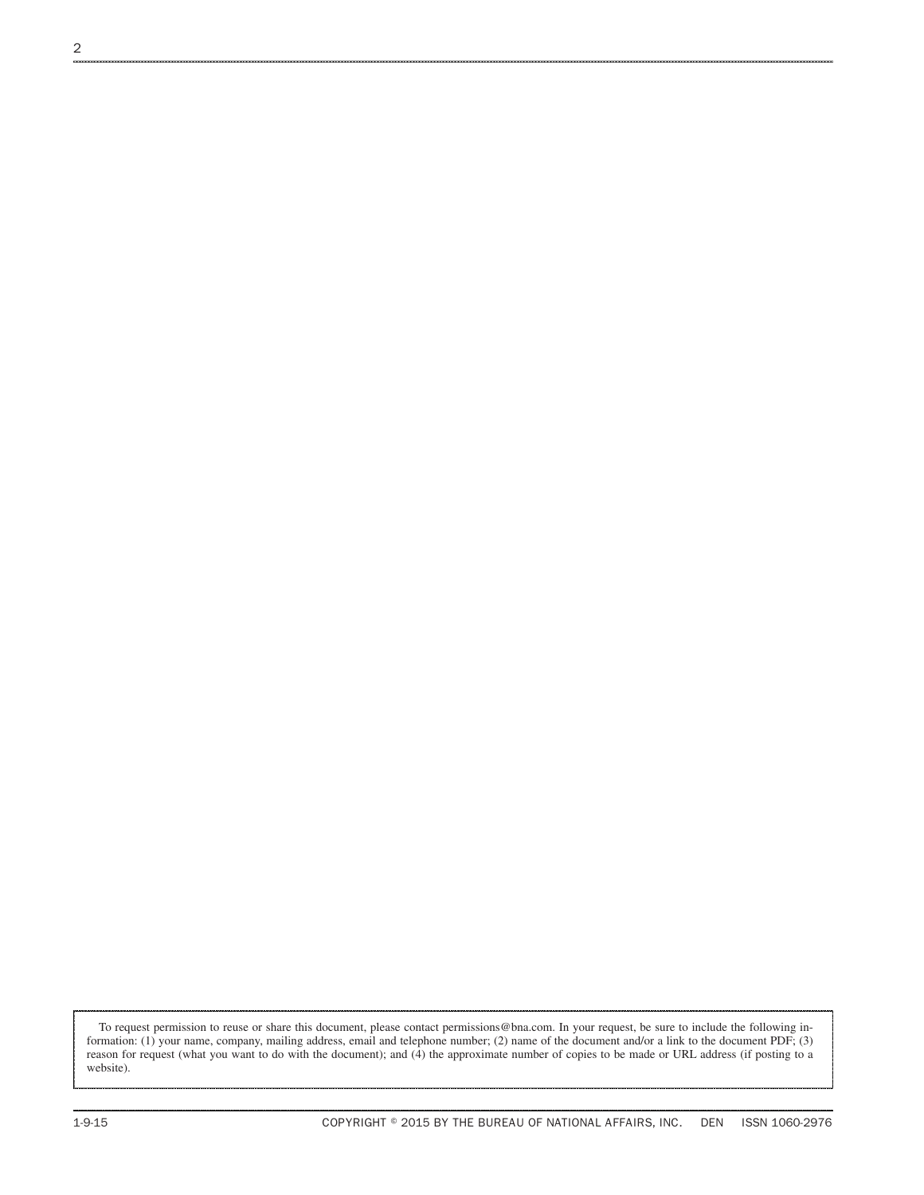To request permission to reuse or share this document, please contact permissions@bna.com. In your request, be sure to include the following information: (1) your name, company, mailing address, email and telephone number; (2) name of the document and/or a link to the document PDF; (3) reason for request (what you want to do with the document); and (4) the approximate number of copies to be made or URL address (if posting to a website).